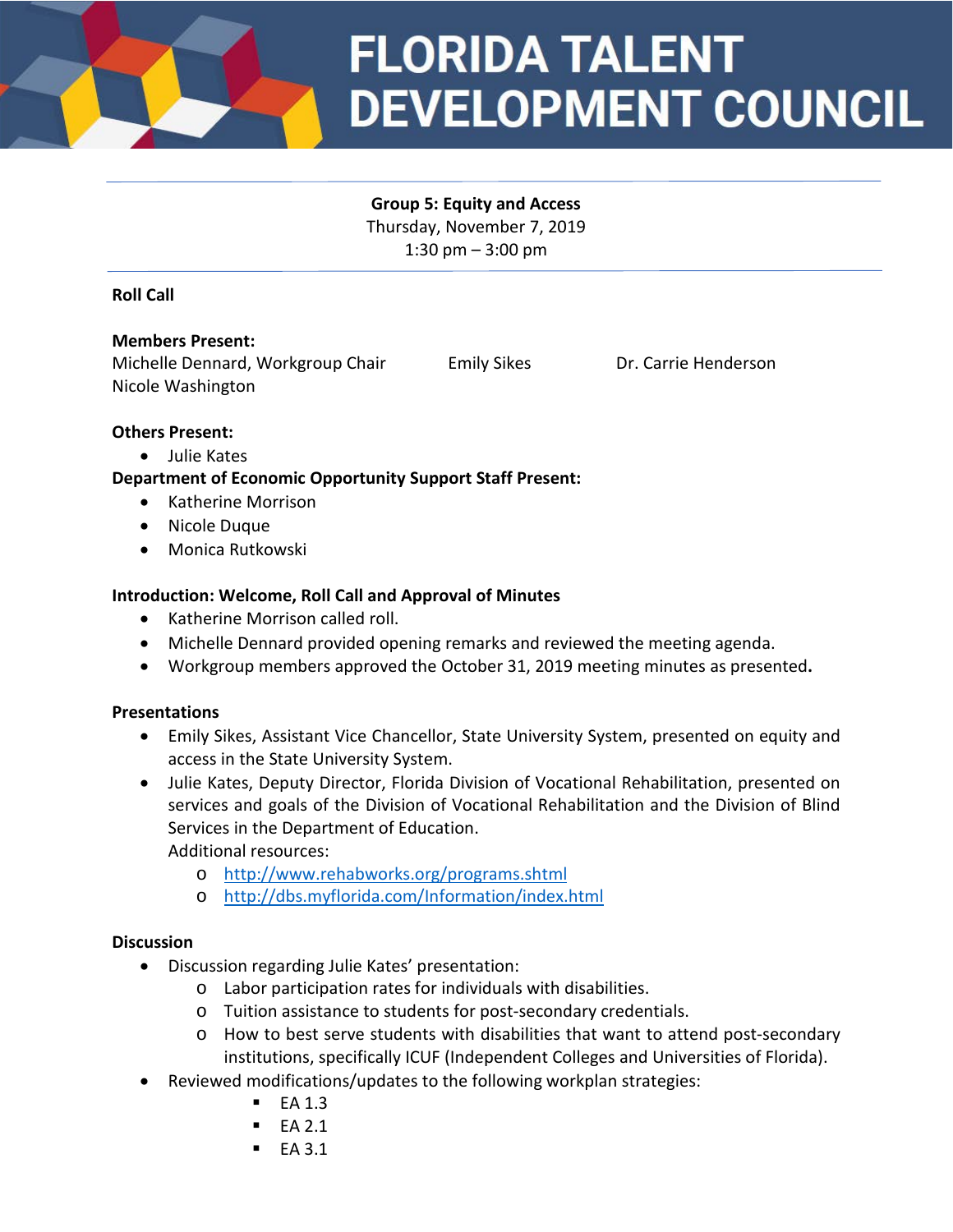# FLORIDA TALENT DEVELOPMENT COUNCIL

**Group 5: Equity and Access**
Thursday, November 7, 2019
1:30 pm – 3:00 pm

**Roll Call**

**Members Present:**
Michelle Dennard, Workgroup Chair
Emily Sikes
Dr. Carrie Henderson
Nicole Washington

**Others Present:**

- Julie Kates

**Department of Economic Opportunity Support Staff Present:**

- Katherine Morrison
- Nicole Duque
- Monica Rutkowski

**Introduction: Welcome, Roll Call and Approval of Minutes**

- Katherine Morrison called roll.
- Michelle Dennard provided opening remarks and reviewed the meeting agenda.
- Workgroup members approved the October 31, 2019 meeting minutes as presented.

**Presentations**

- Emily Sikes, Assistant Vice Chancellor, State University System, presented on equity and access in the State University System.
- Julie Kates, Deputy Director, Florida Division of Vocational Rehabilitation, presented on services and goals of the Division of Vocational Rehabilitation and the Division of Blind Services in the Department of Education.
  Additional resources:
  - http://www.rehabworks.org/programs.shtml
  - http://dbs.myflorida.com/Information/index.html

**Discussion**

- Discussion regarding Julie Kates' presentation:
  - Labor participation rates for individuals with disabilities.
  - Tuition assistance to students for post-secondary credentials.
  - How to best serve students with disabilities that want to attend post-secondary institutions, specifically ICUF (Independent Colleges and Universities of Florida).
- Reviewed modifications/updates to the following workplan strategies:
  - EA 1.3
  - EA 2.1
  - EA 3.1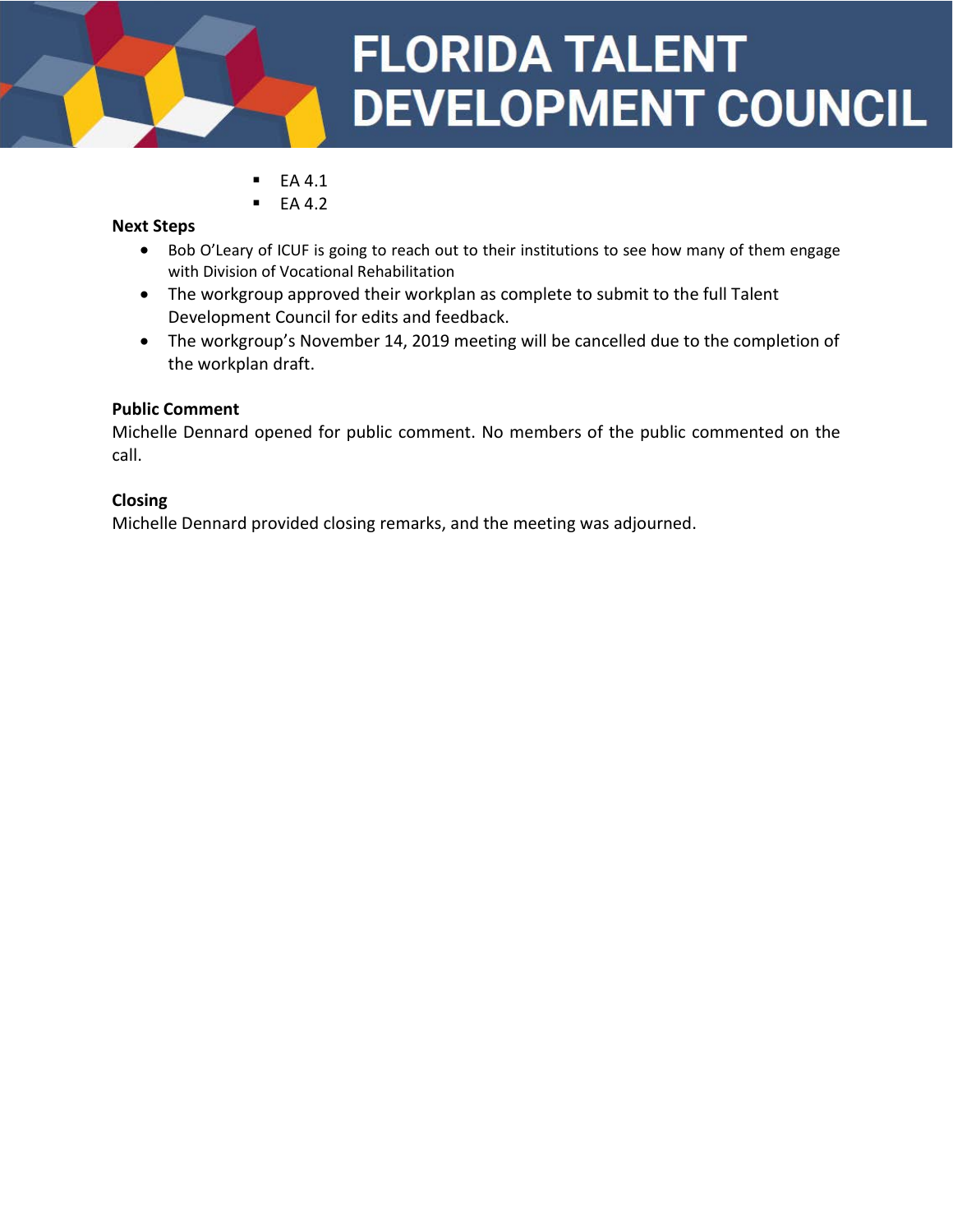- EA 4.1
- EA 4.2

**Next Steps**

- Bob O'Leary of ICUF is going to reach out to their institutions to see how many of them engage with Division of Vocational Rehabilitation
- The workgroup approved their workplan as complete to submit to the full Talent Development Council for edits and feedback.
- The workgroup's November 14, 2019 meeting will be cancelled due to the completion of the workplan draft.

**Public Comment**

Michelle Dennard opened for public comment. No members of the public commented on the call.

**Closing**

Michelle Dennard provided closing remarks, and the meeting was adjourned.